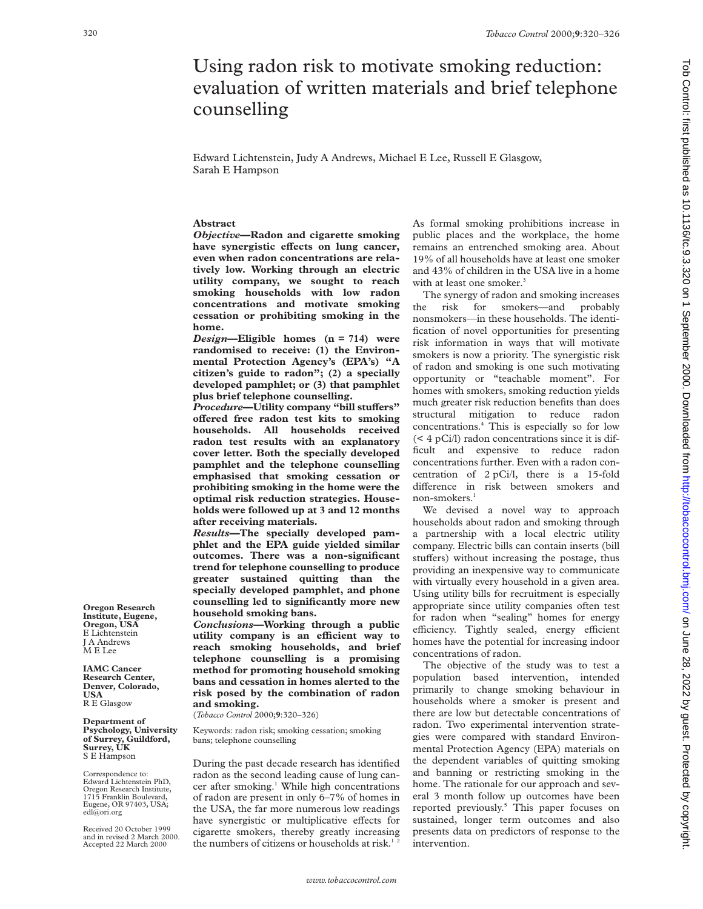# Using radon risk to motivate smoking reduction: evaluation of written materials and brief telephone counselling

Edward Lichtenstein, Judy A Andrews, Michael E Lee, Russell E Glasgow, Sarah E Hampson

**Oregon Research Institute, Eugene, Oregon, USA**
E Lichtenstein
J A Andrews
M E Lee

**IAMC Cancer Research Center, Denver, Colorado, USA**
R E Glasgow

**Department of Psychology, University of Surrey, Guildford, Surrey, UK**
S E Hampson

Correspondence to: Edward Lichtenstein PhD, Oregon Research Institute, 1715 Franklin Boulevard, Eugene, OR 97403, USA; edl@ori.org

Received 20 October 1999 and in revised 2 March 2000. Accepted 22 March 2000

## Abstract

***Objective*—Radon and cigarette smoking have synergistic effects on lung cancer, even when radon concentrations are relatively low. Working through an electric utility company, we sought to reach smoking households with low radon concentrations and motivate smoking cessation or prohibiting smoking in the home.**

***Design*—Eligible homes (n = 714) were randomised to receive: (1) the Environmental Protection Agency's (EPA's) "A citizen's guide to radon"; (2) a specially developed pamphlet; or (3) that pamphlet plus brief telephone counselling.**

***Procedure*—Utility company "bill stuffers" offered free radon test kits to smoking households. All households received radon test results with an explanatory cover letter. Both the specially developed pamphlet and the telephone counselling emphasised that smoking cessation or prohibiting smoking in the home were the optimal risk reduction strategies. Households were followed up at 3 and 12 months after receiving materials.**

***Results*—The specially developed pamphlet and the EPA guide yielded similar outcomes. There was a non-significant trend for telephone counselling to produce greater sustained quitting than the specially developed pamphlet, and phone counselling led to significantly more new household smoking bans.**

***Conclusions*—Working through a public utility company is an efficient way to reach smoking households, and brief telephone counselling is a promising method for promoting household smoking bans and cessation in homes alerted to the risk posed by the combination of radon and smoking.**

(*Tobacco Control* 2000;**9**:320–326)

Keywords: radon risk; smoking cessation; smoking bans; telephone counselling

During the past decade research has identified radon as the second leading cause of lung cancer after smoking.[1] While high concentrations of radon are present in only 6–7% of homes in the USA, the far more numerous low readings have synergistic or multiplicative effects for cigarette smokers, thereby greatly increasing the numbers of citizens or households at risk.[1,2]

As formal smoking prohibitions increase in public places and the workplace, the home remains an entrenched smoking area. About 19% of all households have at least one smoker and 43% of children in the USA live in a home with at least one smoker.[3]

The synergy of radon and smoking increases the risk for smokers—and probably nonsmokers—in these households. The identification of novel opportunities for presenting risk information in ways that will motivate smokers is now a priority. The synergistic risk of radon and smoking is one such motivating opportunity or "teachable moment". For homes with smokers, smoking reduction yields much greater risk reduction benefits than does structural mitigation to reduce radon concentrations.[4] This is especially so for low (< 4 pCi/l) radon concentrations since it is difficult and expensive to reduce radon concentrations further. Even with a radon concentration of 2 pCi/l, there is a 15-fold difference in risk between smokers and non-smokers.[1]

We devised a novel way to approach households about radon and smoking through a partnership with a local electric utility company. Electric bills can contain inserts (bill stuffers) without increasing the postage, thus providing an inexpensive way to communicate with virtually every household in a given area. Using utility bills for recruitment is especially appropriate since utility companies often test for radon when "sealing" homes for energy efficiency. Tightly sealed, energy efficient homes have the potential for increasing indoor concentrations of radon.

The objective of the study was to test a population based intervention, intended primarily to change smoking behaviour in households where a smoker is present and there are low but detectable concentrations of radon. Two experimental intervention strategies were compared with standard Environmental Protection Agency (EPA) materials on the dependent variables of quitting smoking and banning or restricting smoking in the home. The rationale for our approach and several 3 month follow up outcomes have been reported previously.[5] This paper focuses on sustained, longer term outcomes and also presents data on predictors of response to the intervention.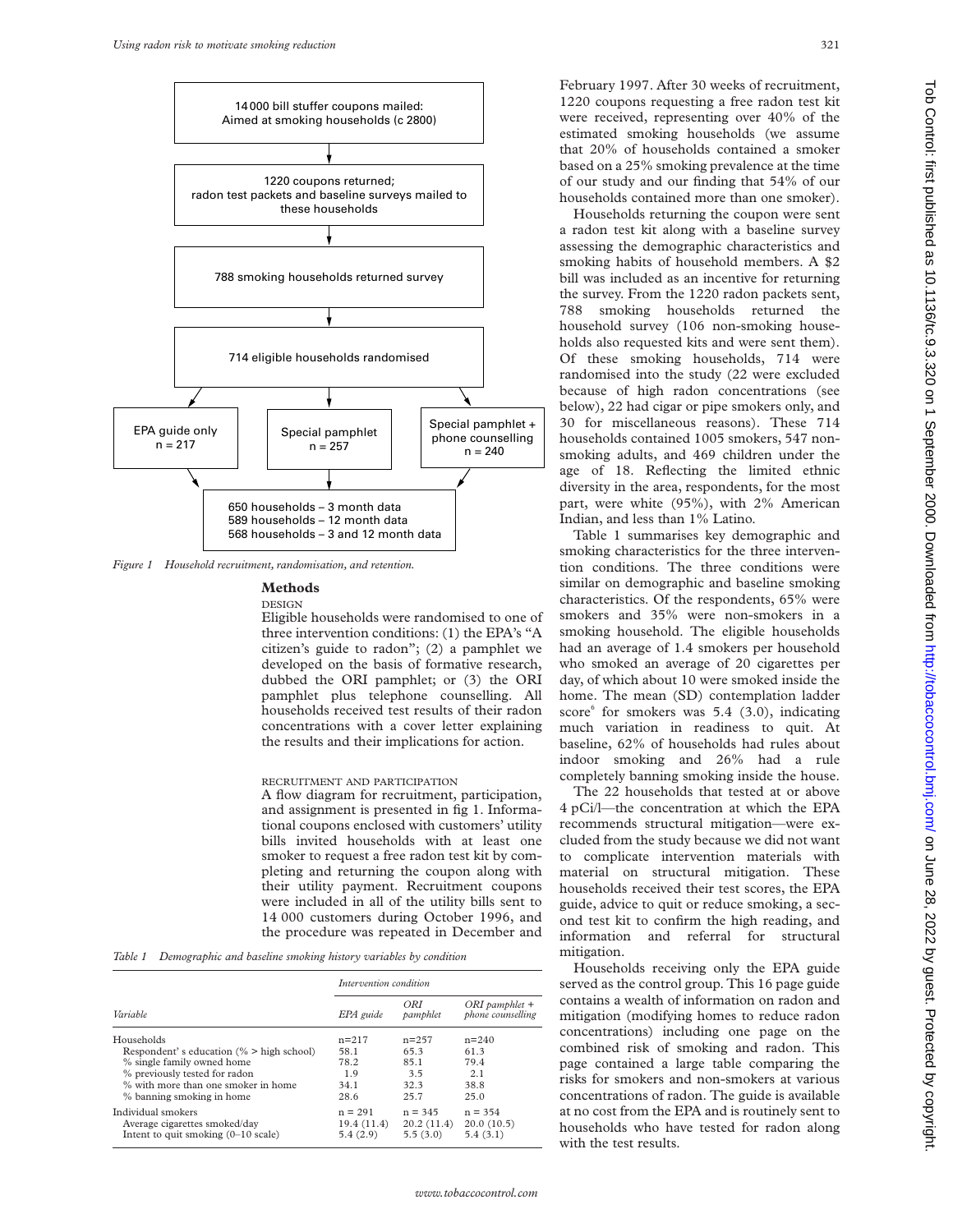14 000 bill stuffer coupons mailed: Aimed at smoking households (c 2800)

1220 coupons returned; radon test packets and baseline surveys mailed to these households

788 smoking households returned survey

714 eligible households randomised

EPA guide only n = 217

Special pamphlet n = 257

Special pamphlet + phone counselling n = 240

650 households – 3 month data
589 households – 12 month data
568 households – 3 and 12 month data

*Figure 1 Household recruitment, randomisation, and retention.*

## Methods

DESIGN

Eligible households were randomised to one of three intervention conditions: (1) the EPA's "A citizen's guide to radon"; (2) a pamphlet we developed on the basis of formative research, dubbed the ORI pamphlet; or (3) the ORI pamphlet plus telephone counselling. All households received test results of their radon concentrations with a cover letter explaining the results and their implications for action.

RECRUITMENT AND PARTICIPATION

A flow diagram for recruitment, participation, and assignment is presented in fig 1. Informational coupons enclosed with customers' utility bills invited households with at least one smoker to request a free radon test kit by completing and returning the coupon along with their utility payment. Recruitment coupons were included in all of the utility bills sent to 14 000 customers during October 1996, and the procedure was repeated in December and February 1997. After 30 weeks of recruitment, 1220 coupons requesting a free radon test kit were received, representing over 40% of the estimated smoking households (we assume that 20% of households contained a smoker based on a 25% smoking prevalence at the time of our study and our finding that 54% of our households contained more than one smoker).

Households returning the coupon were sent a radon test kit along with a baseline survey assessing the demographic characteristics and smoking habits of household members. A $2 bill was included as an incentive for returning the survey. From the 1220 radon packets sent, 788 smoking households returned the household survey (106 non-smoking households also requested kits and were sent them). Of these smoking households, 714 were randomised into the study (22 were excluded because of high radon concentrations (see below), 22 had cigar or pipe smokers only, and 30 for miscellaneous reasons). These 714 households contained 1005 smokers, 547 non-smoking adults, and 469 children under the age of 18. Reflecting the limited ethnic diversity in the area, respondents, for the most part, were white (95%), with 2% American Indian, and less than 1% Latino.

Table 1 summarises key demographic and smoking characteristics for the three intervention conditions. The three conditions were similar on demographic and baseline smoking characteristics. Of the respondents, 65% were smokers and 35% were non-smokers in a smoking household. The eligible households had an average of 1.4 smokers per household who smoked an average of 20 cigarettes per day, of which about 10 were smoked inside the home. The mean (SD) contemplation ladder score[6] for smokers was 5.4 (3.0), indicating much variation in readiness to quit. At baseline, 62% of households had rules about indoor smoking and 26% had a rule completely banning smoking inside the house.

The 22 households that tested at or above 4 pCi/l—the concentration at which the EPA recommends structural mitigation—were excluded from the study because we did not want to complicate intervention materials with material on structural mitigation. These households received their test scores, the EPA guide, advice to quit or reduce smoking, a second test kit to confirm the high reading, and information and referral for structural mitigation.

Households receiving only the EPA guide served as the control group. This 16 page guide contains a wealth of information on radon and mitigation (modifying homes to reduce radon concentrations) including one page on the combined risk of smoking and radon. This page contained a large table comparing the risks for smokers and non-smokers at various concentrations of radon. The guide is available at no cost from the EPA and is routinely sent to households who have tested for radon along with the test results.

*Table 1 Demographic and baseline smoking history variables by condition*

| Variable | Intervention condition | | |
|---|---|---|---|
| | *EPA guide* | *ORI pamphlet* | *ORI pamphlet + phone counselling* |
| Households | n=217 | n=257 | n=240 |
| Respondent' s education (% > high school) | 58.1 | 65.3 | 61.3 |
| % single family owned home | 78.2 | 85.1 | 79.4 |
| % previously tested for radon | 1.9 | 3.5 | 2.1 |
| % with more than one smoker in home | 34.1 | 32.3 | 38.8 |
| % banning smoking in home | 28.6 | 25.7 | 25.0 |
| Individual smokers | n = 291 | n = 345 | n = 354 |
| Average cigarettes smoked/day | 19.4 (11.4) | 20.2 (11.4) | 20.0 (10.5) |
| Intent to quit smoking (0–10 scale) | 5.4 (2.9) | 5.5 (3.0) | 5.4 (3.1) |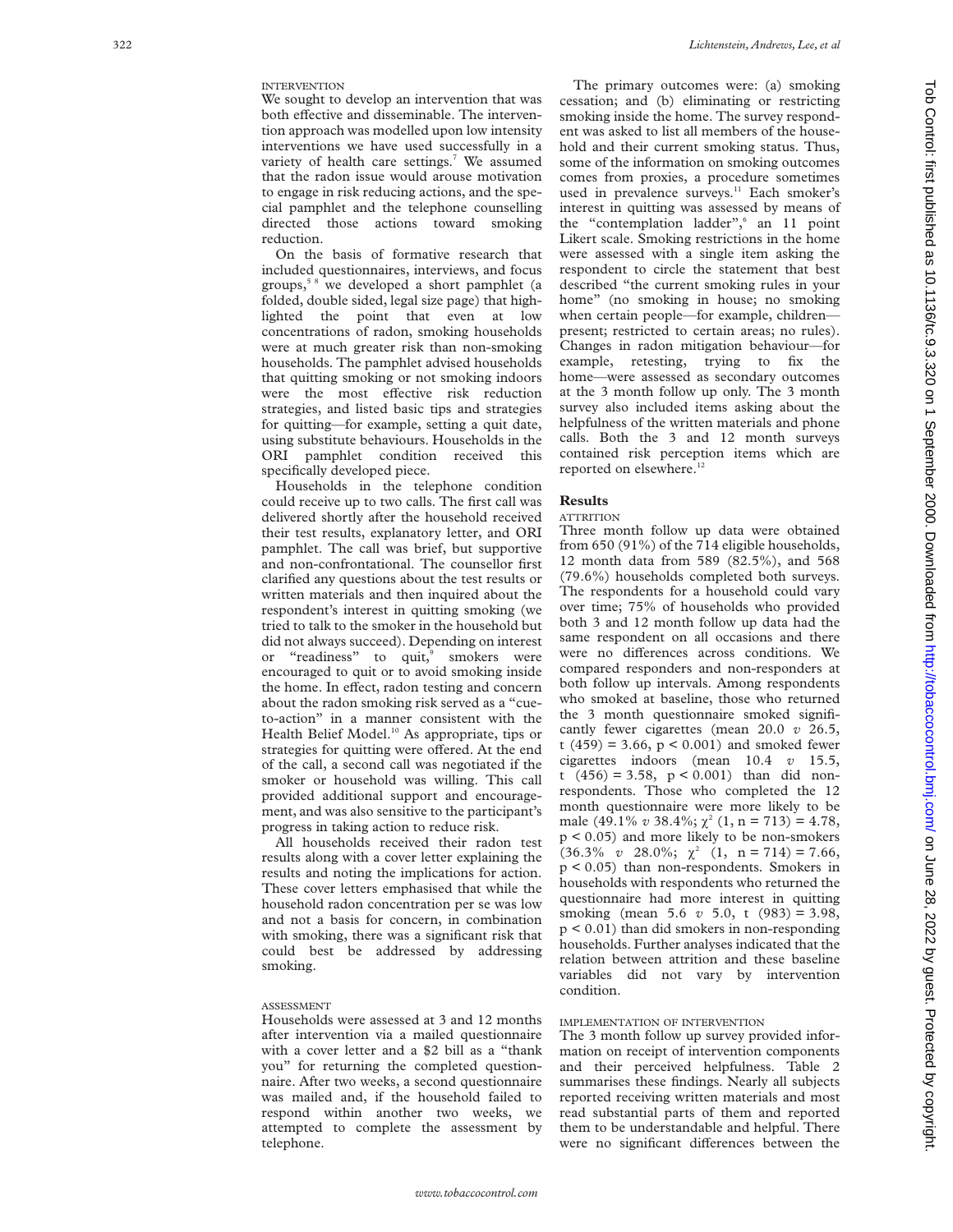### INTERVENTION

We sought to develop an intervention that was both effective and disseminable. The intervention approach was modelled upon low intensity interventions we have used successfully in a variety of health care settings.[7] We assumed that the radon issue would arouse motivation to engage in risk reducing actions, and the special pamphlet and the telephone counselling directed those actions toward smoking reduction.

On the basis of formative research that included questionnaires, interviews, and focus groups,[5 8] we developed a short pamphlet (a folded, double sided, legal size page) that highlighted the point that even at low concentrations of radon, smoking households were at much greater risk than non-smoking households. The pamphlet advised households that quitting smoking or not smoking indoors were the most effective risk reduction strategies, and listed basic tips and strategies for quitting—for example, setting a quit date, using substitute behaviours. Households in the ORI pamphlet condition received this specifically developed piece.

Households in the telephone condition could receive up to two calls. The first call was delivered shortly after the household received their test results, explanatory letter, and ORI pamphlet. The call was brief, but supportive and non-confrontational. The counsellor first clarified any questions about the test results or written materials and then inquired about the respondent's interest in quitting smoking (we tried to talk to the smoker in the household but did not always succeed). Depending on interest or "readiness" to quit,[9] smokers were encouraged to quit or to avoid smoking inside the home. In effect, radon testing and concern about the radon smoking risk served as a "cue-to-action" in a manner consistent with the Health Belief Model.[10] As appropriate, tips or strategies for quitting were offered. At the end of the call, a second call was negotiated if the smoker or household was willing. This call provided additional support and encouragement, and was also sensitive to the participant's progress in taking action to reduce risk.

All households received their radon test results along with a cover letter explaining the results and noting the implications for action. These cover letters emphasised that while the household radon concentration per se was low and not a basis for concern, in combination with smoking, there was a significant risk that could best be addressed by addressing smoking.

### ASSESSMENT

Households were assessed at 3 and 12 months after intervention via a mailed questionnaire with a cover letter and a $2 bill as a "thank you" for returning the completed questionnaire. After two weeks, a second questionnaire was mailed and, if the household failed to respond within another two weeks, we attempted to complete the assessment by telephone.

The primary outcomes were: (a) smoking cessation; and (b) eliminating or restricting smoking inside the home. The survey respondent was asked to list all members of the household and their current smoking status. Thus, some of the information on smoking outcomes comes from proxies, a procedure sometimes used in prevalence surveys.[11] Each smoker's interest in quitting was assessed by means of the "contemplation ladder",[6] an 11 point Likert scale. Smoking restrictions in the home were assessed with a single item asking the respondent to circle the statement that best described "the current smoking rules in your home" (no smoking in house; no smoking when certain people—for example, children—present; restricted to certain areas; no rules). Changes in radon mitigation behaviour—for example, retesting, trying to fix the home—were assessed as secondary outcomes at the 3 month follow up only. The 3 month survey also included items asking about the helpfulness of the written materials and phone calls. Both the 3 and 12 month surveys contained risk perception items which are reported on elsewhere.[12]

## Results

### ATTRITION

Three month follow up data were obtained from 650 (91%) of the 714 eligible households, 12 month data from 589 (82.5%), and 568 (79.6%) households completed both surveys. The respondents for a household could vary over time; 75% of households who provided both 3 and 12 month follow up data had the same respondent on all occasions and there were no differences across conditions. We compared responders and non-responders at both follow up intervals. Among respondents who smoked at baseline, those who returned the 3 month questionnaire smoked significantly fewer cigarettes (mean 20.0 *v* 26.5, $t(459) = 3.66$, $p < 0.001$) and smoked fewer cigarettes indoors (mean 10.4 *v* 15.5, $t(456) = 3.58$, $p < 0.001$) than did non-respondents. Those who completed the 12 month questionnaire were more likely to be male (49.1% *v* 38.4%; $\chi^2 (1, n = 713) = 4.78$, $p < 0.05$) and more likely to be non-smokers (36.3% *v* 28.0%; $\chi^2 (1, n = 714) = 7.66$, $p < 0.05$) than non-respondents. Smokers in households with respondents who returned the questionnaire had more interest in quitting smoking (mean 5.6 *v* 5.0, $t(983) = 3.98$, $p < 0.01$) than did smokers in non-responding households. Further analyses indicated that the relation between attrition and these baseline variables did not vary by intervention condition.

### IMPLEMENTATION OF INTERVENTION

The 3 month follow up survey provided information on receipt of intervention components and their perceived helpfulness. Table 2 summarises these findings. Nearly all subjects reported receiving written materials and most read substantial parts of them and reported them to be understandable and helpful. There were no significant differences between the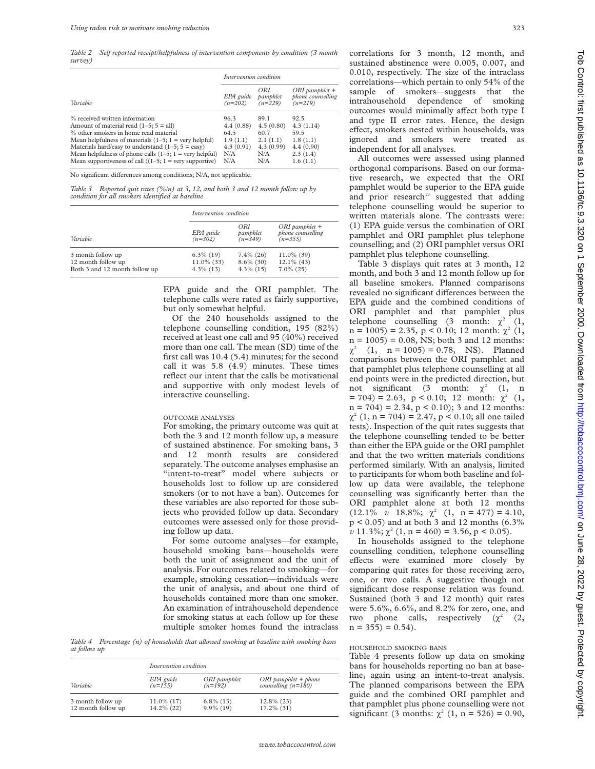*Table 2 Self reported receipt/helpfulness of intervention components by condition (3 month survey)*

| Variable | Intervention condition | | |
|---|---|---|---|
| | EPA guide (n=202) | ORI pamphlet (n=229) | ORI pamphlet + phone counselling (n=219) |
| % received written information | 96.3 | 89.1 | 92.5 |
| Amount of material read (1–5; 5 = all) | 4.4 (0.88) | 4.5 (0.80) | 4.3 (1.14) |
| % other smokers in home read material | 64.5 | 60.7 | 59.5 |
| Mean helpfulness of materials (1–5; 1 = very helpful) | 1.9 (1.1) | 2.1 (1.1) | 1.8 (1.1) |
| Materials hard/easy to understand (1–5; 5 = easy) | 4.3 (0.91) | 4.3 (0.99) | 4.4 (0.90) |
| Mean helpfulness of phone calls (1–5; 1 = very helpful) | N/A | N/A | 2.3 (1.4) |
| Mean supportiveness of call ((1–5; 1 = very supportive) | N/A | N/A | 1.6 (1.1) |

No significant differences among conditions; N/A, not applicable.

*Table 3 Reported quit rates (%/n) at 3, 12, and both 3 and 12 month follow up by condition for all smokers identified at baseline*

| Variable | Intervention condition | | |
|---|---|---|---|
| | EPA guide (n=302) | ORI pamphlet (n=349) | ORI pamphlet + phone counselling (n=355) |
| 3 month follow up | 6.3% (19) | 7.4% (26) | 11.0% (39) |
| 12 month follow up | 11.0% (33) | 8.6% (30) | 12.1% (43) |
| Both 3 and 12 month follow up | 4.3% (13) | 4.3% (15) | 7.0% (25) |

EPA guide and the ORI pamphlet. The telephone calls were rated as fairly supportive, but only somewhat helpful.

Of the 240 households assigned to the telephone counselling condition, 195 (82%) received at least one call and 95 (40%) received more than one call. The mean (SD) time of the first call was 10.4 (5.4) minutes; for the second call it was 5.8 (4.9) minutes. These times reflect our intent that the calls be motivational and supportive with only modest levels of interactive counselling.

### OUTCOME ANALYSES

For smoking, the primary outcome was quit at both the 3 and 12 month follow up, a measure of sustained abstinence. For smoking bans, 3 and 12 month results are considered separately. The outcome analyses emphasise an "intent-to-treat" model where subjects or households lost to follow up are considered smokers (or to not have a ban). Outcomes for these variables are also reported for those subjects who provided follow up data. Secondary outcomes were assessed only for those providing follow up data.

For some outcome analyses—for example, household smoking bans—households were both the unit of assignment and the unit of analysis. For outcomes related to smoking—for example, smoking cessation—individuals were the unit of analysis, and about one third of households contained more than one smoker. An examination of intrahousehold dependence for smoking status at each follow up for these multiple smoker homes found the intraclass correlations for 3 month, 12 month, and sustained abstinence were 0.005, 0.007, and 0.010, respectively. The size of the intraclass correlations—which pertain to only 54% of the sample of smokers—suggests that the intrahousehold dependence of smoking outcomes would minimally affect both type I and type II error rates. Hence, the design effect, smokers nested within households, was ignored and smokers were treated as independent for all analyses.

All outcomes were assessed using planned orthogonal comparisons. Based on our formative research, we expected that the ORI pamphlet would be superior to the EPA guide and prior research[13] suggested that adding telephone counselling would be superior to written materials alone. The contrasts were: (1) EPA guide versus the combination of ORI pamphlet and ORI pamphlet plus telephone counselling; and (2) ORI pamphlet versus ORI pamphlet plus telephone counselling.

Table 3 displays quit rates at 3 month, 12 month, and both 3 and 12 month follow up for all baseline smokers. Planned comparisons revealed no significant differences between the EPA guide and the combined conditions of ORI pamphlet and that pamphlet plus telephone counselling (3 month: $\chi^2$ (1, n = 1005) = 2.35, $p < 0.10$; 12 month: $\chi^2$ (1, n = 1005) = 0.08, NS; both 3 and 12 months: $\chi^2$ (1, n = 1005) = 0.78, NS). Planned comparisons between the ORI pamphlet and that pamphlet plus telephone counselling at all end points were in the predicted direction, but not significant (3 month: $\chi^2$ (1, n = 704) = 2.63, $p < 0.10$; 12 month: $\chi^2$ (1, n = 704) = 2.34, $p < 0.10$); 3 and 12 months: $\chi^2$ (1, n = 704) = 2.47, $p < 0.10$; all one tailed tests). Inspection of the quit rates suggests that the telephone counselling tended to be better than either the EPA guide or the ORI pamphlet and that the two written materials conditions performed similarly. With an analysis, limited to participants for whom both baseline and follow up data were available, the telephone counselling was significantly better than the ORI pamphlet alone at both 12 months (12.1% *v* 18.8%; $\chi^2$ (1, n = 477) = 4.10, $p < 0.05$) and at both 3 and 12 months (6.3% *v* 11.3%; $\chi^2$ (1, n = 460) = 3.56, $p < 0.05$).

In households assigned to the telephone counselling condition, telephone counselling effects were examined more closely by comparing quit rates for those receiving zero, one, or two calls. A suggestive though not significant dose response relation was found. Sustained (both 3 and 12 month) quit rates were 5.6%, 6.6%, and 8.2% for zero, one, and two phone calls, respectively ($\chi^2$ (2, n = 355) = 0.54).

### HOUSEHOLD SMOKING BANS

Table 4 presents follow up data on smoking bans for households reporting no ban at baseline, again using an intent-to-treat analysis. The planned comparisons between the EPA guide and the combined ORI pamphlet and that pamphlet plus phone counselling were not significant (3 months: $\chi^2$ (1, n = 526) = 0.90,

*Table 4 Percentage (n) of households that allowed smoking at baseline with smoking bans at follow up*

| Variable | Intervention condition | | |
|---|---|---|---|
| | EPA guide (n=155) | ORI pamphlet (n=192) | ORI pamphlet + phone counselling (n=180) |
| 3 month follow up | 11.0% (17) | 6.8% (13) | 12.8% (23) |
| 12 month follow up | 14.2% (22) | 9.9% (19) | 17.2% (31) |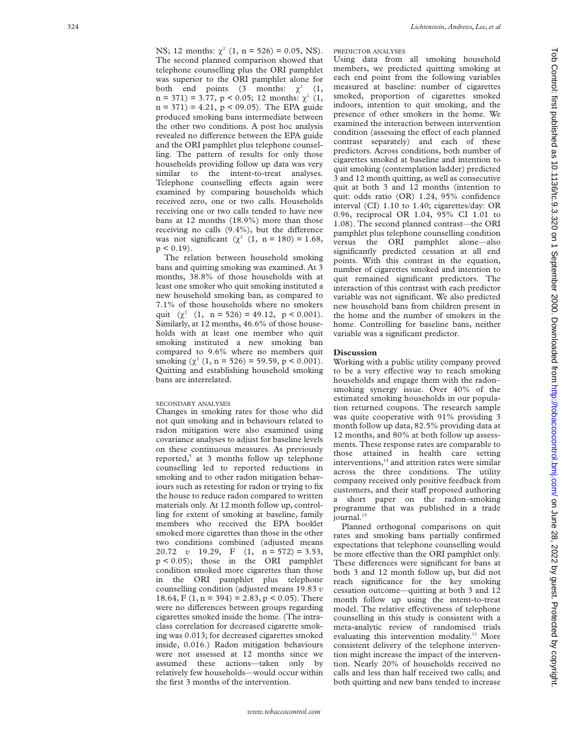NS; 12 months: $\chi^2$ (1, n = 526) = 0.05, NS). The second planned comparison showed that telephone counselling plus the ORI pamphlet was superior to the ORI pamphlet alone for both end points (3 months: $\chi^2$ (1, n = 371) = 3.77, $p < 0.05$; 12 months: $\chi^2$ (1, n = 371) = 4.21, p < 09.05). The EPA guide produced smoking bans intermediate between the other two conditions. A post hoc analysis revealed no difference between the EPA guide and the ORI pamphlet plus telephone counselling. The pattern of results for only those households providing follow up data was very similar to the intent-to-treat analyses. Telephone counselling effects again were examined by comparing households which received zero, one or two calls. Households receiving one or two calls tended to have new bans at 12 months (18.9%) more than those receiving no calls (9.4%), but the difference was not significant ($\chi^2$ (1, n = 180) = 1.68, $p < 0.19$).

The relation between household smoking bans and quitting smoking was examined. At 3 months, 38.8% of those households with at least one smoker who quit smoking instituted a new household smoking ban, as compared to 7.1% of those households where no smokers quit ($\chi^2$ (1, n = 526) = 49.12, $p < 0.001$). Similarly, at 12 months, 46.6% of those households with at least one member who quit smoking instituted a new smoking ban compared to 9.6% where no members quit smoking ($\chi^2$ (1, n = 526) = 59.59, $p < 0.001$). Quitting and establishing household smoking bans are interrelated.

### SECONDARY ANALYSES

Changes in smoking rates for those who did not quit smoking and in behaviours related to radon mitigation were also examined using covariance analyses to adjust for baseline levels on these continuous measures. As previously reported,[5] at 3 months follow up telephone counselling led to reported reductions in smoking and to other radon mitigation behaviours such as retesting for radon or trying to fix the house to reduce radon compared to written materials only. At 12 month follow up, controlling for extent of smoking at baseline, family members who received the EPA booklet smoked more cigarettes than those in the other two conditions combined (adjusted means 20.72 *v* 19.29, F (1, n = 572) = 3.53, $p < 0.05$); those in the ORI pamphlet condition smoked more cigarettes than those in the ORI pamphlet plus telephone counselling condition (adjusted means 19.83 *v* 18.64, F (1, n = 394) = 2.83, $p < 0.05$). There were no differences between groups regarding cigarettes smoked inside the home. (The intraclass correlation for decreased cigarette smoking was 0.013; for decreased cigarettes smoked inside, 0.016.) Radon mitigation behaviours were not assessed at 12 months since we assumed these actions—taken only by relatively few households—would occur within the first 3 months of the intervention.

### PREDICTOR ANALYSES

Using data from all smoking household members, we predicted quitting smoking at each end point from the following variables measured at baseline: number of cigarettes smoked, proportion of cigarettes smoked indoors, intention to quit smoking, and the presence of other smokers in the home. We examined the interaction between intervention condition (assessing the effect of each planned contrast separately) and each of these predictors. Across conditions, both number of cigarettes smoked at baseline and intention to quit smoking (contemplation ladder) predicted 3 and 12 month quitting, as well as consecutive quit at both 3 and 12 months (intention to quit: odds ratio (OR) 1.24, 95% confidence interval (CI) 1.10 to 1.40; cigarettes/day: OR 0.96, reciprocal OR 1.04, 95% CI 1.01 to 1.08). The second planned contrast—the ORI pamphlet plus telephone counselling condition versus the ORI pamphlet alone—also significantly predicted cessation at all end points. With this contrast in the equation, number of cigarettes smoked and intention to quit remained significant predictors. The interaction of this contrast with each predictor variable was not significant. We also predicted new household bans from children present in the home and the number of smokers in the home. Controlling for baseline bans, neither variable was a significant predictor.

## Discussion

Working with a public utility company proved to be a very effective way to reach smoking households and engage them with the radon–smoking synergy issue. Over 40% of the estimated smoking households in our population returned coupons. The research sample was quite cooperative with 91% providing 3 month follow up data, 82.5% providing data at 12 months, and 80% at both follow up assessments. These response rates are comparable to those attained in health care setting interventions,[14] and attrition rates were similar across the three conditions. The utility company received only positive feedback from customers, and their staff proposed authoring a short paper on the radon–smoking programme that was published in a trade journal.[15]

Planned orthogonal comparisons on quit rates and smoking bans partially confirmed expectations that telephone counselling would be more effective than the ORI pamphlet only. These differences were significant for bans at both 3 and 12 month follow up, but did not reach significance for the key smoking cessation outcome—quitting at both 3 and 12 month follow up using the intent-to-treat model. The relative effectiveness of telephone counselling in this study is consistent with a meta-analytic review of randomised trials evaluating this intervention modality.[13] More consistent delivery of the telephone intervention might increase the impact of the intervention. Nearly 20% of households received no calls and less than half received two calls; and both quitting and new bans tended to increase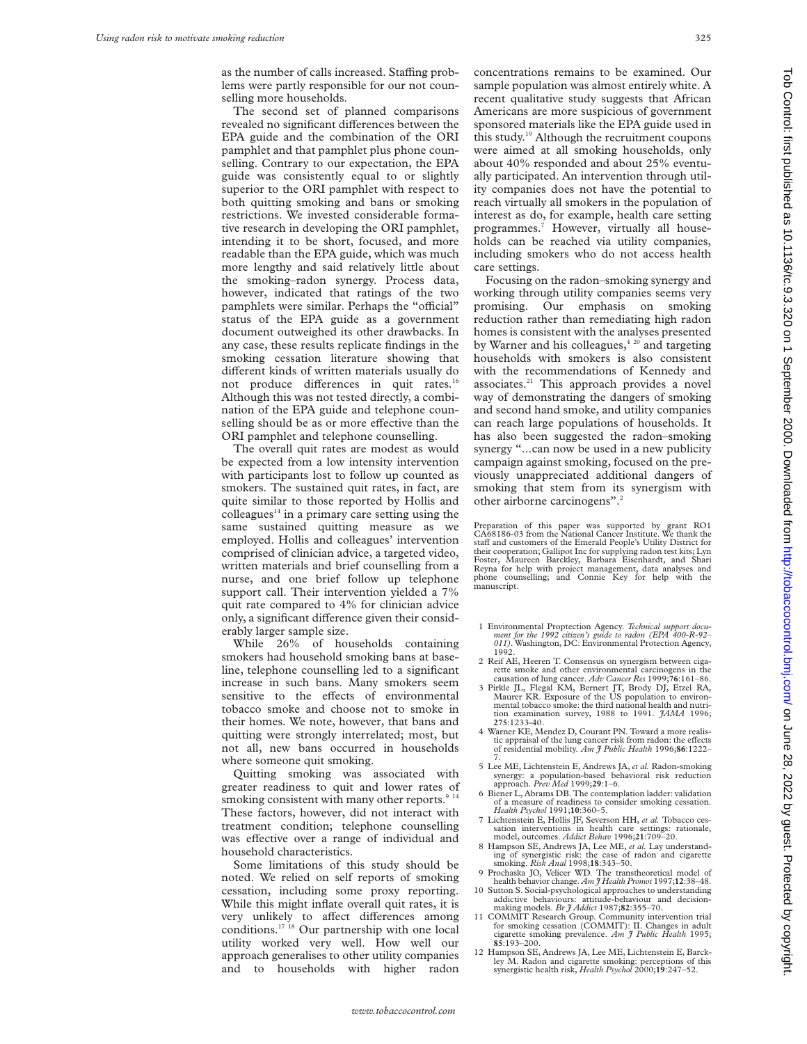as the number of calls increased. Staffing problems were partly responsible for our not counselling more households.

The second set of planned comparisons revealed no significant differences between the EPA guide and the combination of the ORI pamphlet and that pamphlet plus phone counselling. Contrary to our expectation, the EPA guide was consistently equal to or slightly superior to the ORI pamphlet with respect to both quitting smoking and bans or smoking restrictions. We invested considerable formative research in developing the ORI pamphlet, intending it to be short, focused, and more readable than the EPA guide, which was much more lengthy and said relatively little about the smoking–radon synergy. Process data, however, indicated that ratings of the two pamphlets were similar. Perhaps the "official" status of the EPA guide as a government document outweighed its other drawbacks. In any case, these results replicate findings in the smoking cessation literature showing that different kinds of written materials usually do not produce differences in quit rates.[16] Although this was not tested directly, a combination of the EPA guide and telephone counselling should be as or more effective than the ORI pamphlet and telephone counselling.

The overall quit rates are modest as would be expected from a low intensity intervention with participants lost to follow up counted as smokers. The sustained quit rates, in fact, are quite similar to those reported by Hollis and colleagues[14] in a primary care setting using the same sustained quitting measure as we employed. Hollis and colleagues' intervention comprised of clinician advice, a targeted video, written materials and brief counselling from a nurse, and one brief follow up telephone support call. Their intervention yielded a 7% quit rate compared to 4% for clinician advice only, a significant difference given their considerably larger sample size.

While 26% of households containing smokers had household smoking bans at baseline, telephone counselling led to a significant increase in such bans. Many smokers seem sensitive to the effects of environmental tobacco smoke and choose not to smoke in their homes. We note, however, that bans and quitting were strongly interrelated; most, but not all, new bans occurred in households where someone quit smoking.

Quitting smoking was associated with greater readiness to quit and lower rates of smoking consistent with many other reports.[9 14] These factors, however, did not interact with treatment condition; telephone counselling was effective over a range of individual and household characteristics.

Some limitations of this study should be noted. We relied on self reports of smoking cessation, including some proxy reporting. While this might inflate overall quit rates, it is very unlikely to affect differences among conditions.[17 18] Our partnership with one local utility worked very well. How well our approach generalises to other utility companies and to households with higher radon concentrations remains to be examined. Our sample population was almost entirely white. A recent qualitative study suggests that African Americans are more suspicious of government sponsored materials like the EPA guide used in this study.[19] Although the recruitment coupons were aimed at all smoking households, only about 40% responded and about 25% eventually participated. An intervention through utility companies does not have the potential to reach virtually all smokers in the population of interest as do, for example, health care setting programmes.[7] However, virtually all households can be reached via utility companies, including smokers who do not access health care settings.

Focusing on the radon–smoking synergy and working through utility companies seems very promising. Our emphasis on smoking reduction rather than remediating high radon homes is consistent with the analyses presented by Warner and his colleagues,[4 20] and targeting households with smokers is also consistent with the recommendations of Kennedy and associates.[21] This approach provides a novel way of demonstrating the dangers of smoking and second hand smoke, and utility companies can reach large populations of households. It has also been suggested the radon–smoking synergy "...can now be used in a new publicity campaign against smoking, focused on the previously unappreciated additional dangers of smoking that stem from its synergism with other airborne carcinogens".[2]

Preparation of this paper was supported by grant RO1 CA68186-03 from the National Cancer Institute. We thank the staff and customers of the Emerald People's Utility District for their cooperation; Gallipot Inc for supplying radon test kits; Lyn Foster, Maureen Barckley, Barbara Eisenhardt, and Shari Reyna for help with project management, data analyses and phone counselling; and Connie Key for help with the manuscript.

1 Environmental Proptection Agency. *Technical support document for the 1992 citizen's guide to radon (EPA 400-R-92–011)*. Washington, DC: Environmental Protection Agency, 1992.
2 Reif AE, Heeren T. Consensus on synergism between cigarette smoke and other environmental carcinogens in the causation of lung cancer. *Adv Cancer Res* 1999;**76**:161–86.
3 Pirkle JL, Flegal KM, Bernert JT, Brody DJ, Etzel RA, Maurer KR. Exposure of the US population to environmental tobacco smoke: the third national health and nutrition examination survey, 1988 to 1991. *JAMA* 1996; **275**:1233-40.
4 Warner KE, Mendez D, Courant PN. Toward a more realistic appraisal of the lung cancer risk from radon: the effects of residential mobility. *Am J Public Health* 1996;**86**:1222–7.
5 Lee ME, Lichtenstein E, Andrews JA, *et al.* Radon-smoking synergy: a population-based behavioral risk reduction approach. *Prev Med* 1999;**29**:1–6.
6 Biener L, Abrams DB. The contemplation ladder: validation of a measure of readiness to consider smoking cessation. *Health Psychol* 1991;**10**:360–5.
7 Lichtenstein E, Hollis JF, Severson HH, *et al.* Tobacco cessation interventions in health care settings: rationale, model, outcomes. *Addict Behav* 1996;**21**:709–20.
8 Hampson SE, Andrews JA, Lee ME, *et al.* Lay understanding of synergistic risk: the case of radon and cigarette smoking. *Risk Anal* 1998;**18**:343–50.
9 Prochaska JO, Velicer WD. The transtheoretical model of health behavior change. *Am J Health Promot* 1997;**12**:38–48.
10 Sutton S. Social-psychological approaches to understanding addictive behaviours: attitude-behaviour and decision-making models. *Br J Addict* 1987;**82**:355–70.
11 COMMIT Research Group. Community intervention trial for smoking cessation (COMMIT): II. Changes in adult cigarette smoking prevalence. *Am J Public Health* 1995; **85**:193–200.
12 Hampson SE, Andrews JA, Lee ME, Lichtenstein E, Barckley M. Radon and cigarette smoking: perceptions of this synergistic health risk, *Health Psychol* 2000;**19**:247–52.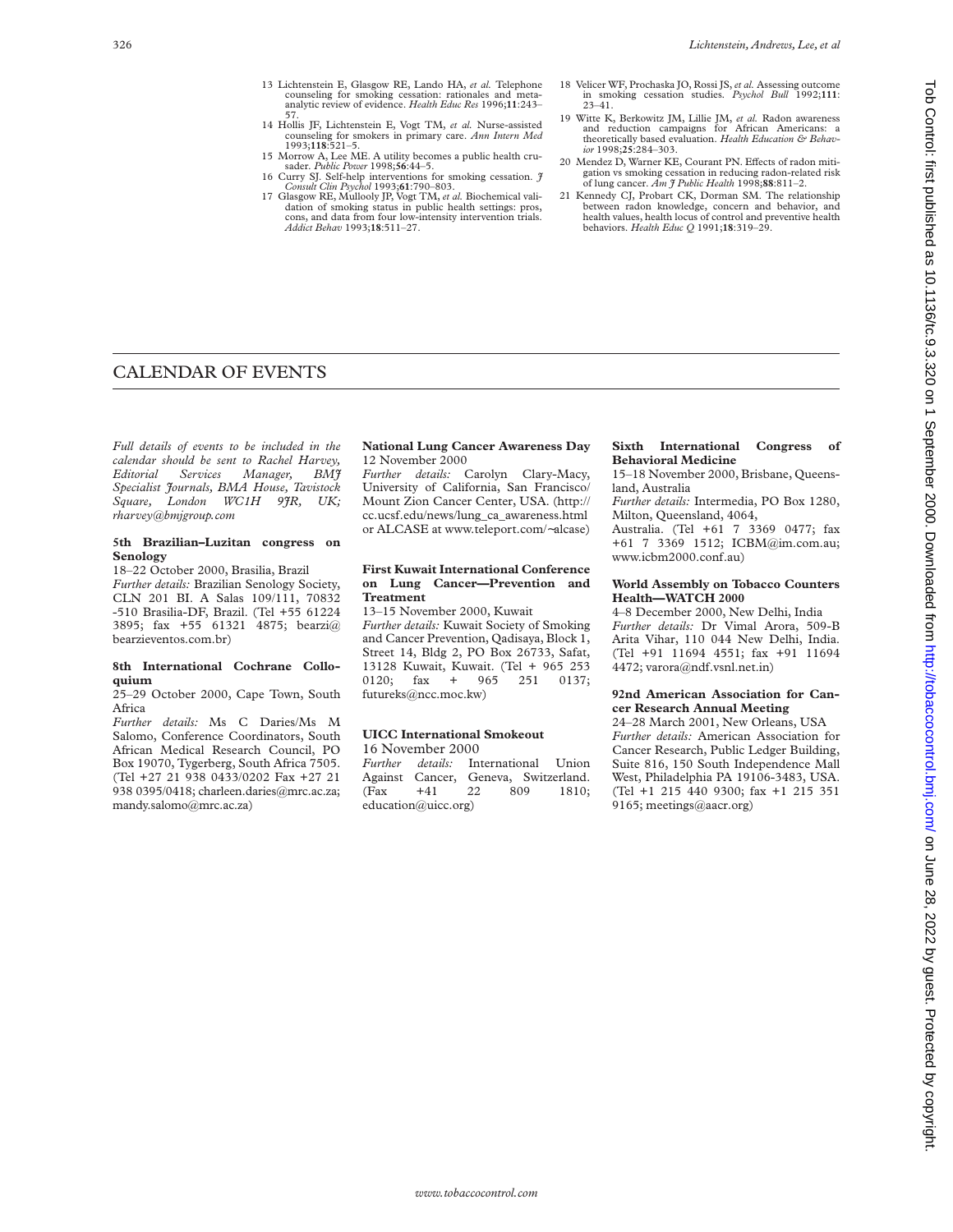13 Lichtenstein E, Glasgow RE, Lando HA, *et al*. Telephone counseling for smoking cessation: rationales and meta-analytic review of evidence. *Health Educ Res* 1996;**11**:243–57.
14 Hollis JF, Lichtenstein E, Vogt TM, *et al*. Nurse-assisted counseling for smokers in primary care. *Ann Intern Med* 1993;**118**:521–5.
15 Morrow A, Lee ME. A utility becomes a public health crusader. *Public Power* 1998;**56**:44–5.
16 Curry SJ. Self-help interventions for smoking cessation. *J Consult Clin Psychol* 1993;**61**:790–803.
17 Glasgow RE, Mullooly JP, Vogt TM, *et al*. Biochemical validation of smoking status in public health settings: pros, cons, and data from four low-intensity intervention trials. *Addict Behav* 1993;**18**:511–27.
18 Velicer WF, Prochaska JO, Rossi JS, *et al*. Assessing outcome in smoking cessation studies. *Psychol Bull* 1992;**111**: 23–41.
19 Witte K, Berkowitz JM, Lillie JM, *et al*. Radon awareness and reduction campaigns for African Americans: a theoretically based evaluation. *Health Education & Behavior* 1998;**25**:284–303.
20 Mendez D, Warner KE, Courant PN. Effects of radon mitigation vs smoking cessation in reducing radon-related risk of lung cancer. *Am J Public Health* 1998;**88**:811–2.
21 Kennedy CJ, Probart CK, Dorman SM. The relationship between radon knowledge, concern and behavior, and health values, health locus of control and preventive health behaviors. *Health Educ Q* 1991;**18**:319–29.

# CALENDAR OF EVENTS

*Full details of events to be included in the calendar should be sent to Rachel Harvey, Editorial Services Manager, BMJ Specialist Journals, BMA House, Tavistock Square, London WC1H 9JR, UK; rharvey@bmjgroup.com*

### 5th Brazilian–Luzitan congress on Senology

18–22 October 2000, Brasilia, Brazil
*Further details:* Brazilian Senology Society, CLN 201 BI. A Salas 109/111, 70832 -510 Brasilia-DF, Brazil. (Tel +55 61224 3895; fax +55 61321 4875; bearzi@bearzieventos.com.br)

### 8th International Cochrane Colloquium

25–29 October 2000, Cape Town, South Africa
*Further details:* Ms C Daries/Ms M Salomo, Conference Coordinators, South African Medical Research Council, PO Box 19070, Tygerberg, South Africa 7505. (Tel +27 21 938 0433/0202 Fax +27 21 938 0395/0418; charleen.daries@mrc.ac.za; mandy.salomo@mrc.ac.za)

### National Lung Cancer Awareness Day

12 November 2000
*Further details:* Carolyn Clary-Macy, University of California, San Francisco/Mount Zion Cancer Center, USA. (http://cc.ucsf.edu/news/lung_ca_awareness.html or ALCASE at www.teleport.com/~alcase)

### First Kuwait International Conference on Lung Cancer—Prevention and Treatment

13–15 November 2000, Kuwait
*Further details:* Kuwait Society of Smoking and Cancer Prevention, Qadisaya, Block 1, Street 14, Bldg 2, PO Box 26733, Safat, 13128 Kuwait, Kuwait. (Tel + 965 253 0120; fax + 965 251 0137; futureks@ncc.moc.kw)

### UICC International Smokeout

16 November 2000
*Further details:* International Union Against Cancer, Geneva, Switzerland. (Fax +41 22 809 1810; education@uicc.org)

### Sixth International Congress of Behavioral Medicine

15–18 November 2000, Brisbane, Queensland, Australia
*Further details:* Intermedia, PO Box 1280, Milton, Queensland, 4064, Australia. (Tel +61 7 3369 0477; fax +61 7 3369 1512; ICBM@im.com.au; www.icbm2000.conf.au)

### World Assembly on Tobacco Counters Health—WATCH 2000

4–8 December 2000, New Delhi, India
*Further details:* Dr Vimal Arora, 509-B Arita Vihar, 110 044 New Delhi, India. (Tel +91 11694 4551; fax +91 11694 4472; varora@ndf.vsnl.net.in)

### 92nd American Association for Cancer Research Annual Meeting

24–28 March 2001, New Orleans, USA
*Further details:* American Association for Cancer Research, Public Ledger Building, Suite 816, 150 South Independence Mall West, Philadelphia PA 19106-3483, USA. (Tel +1 215 440 9300; fax +1 215 351 9165; meetings@aacr.org)